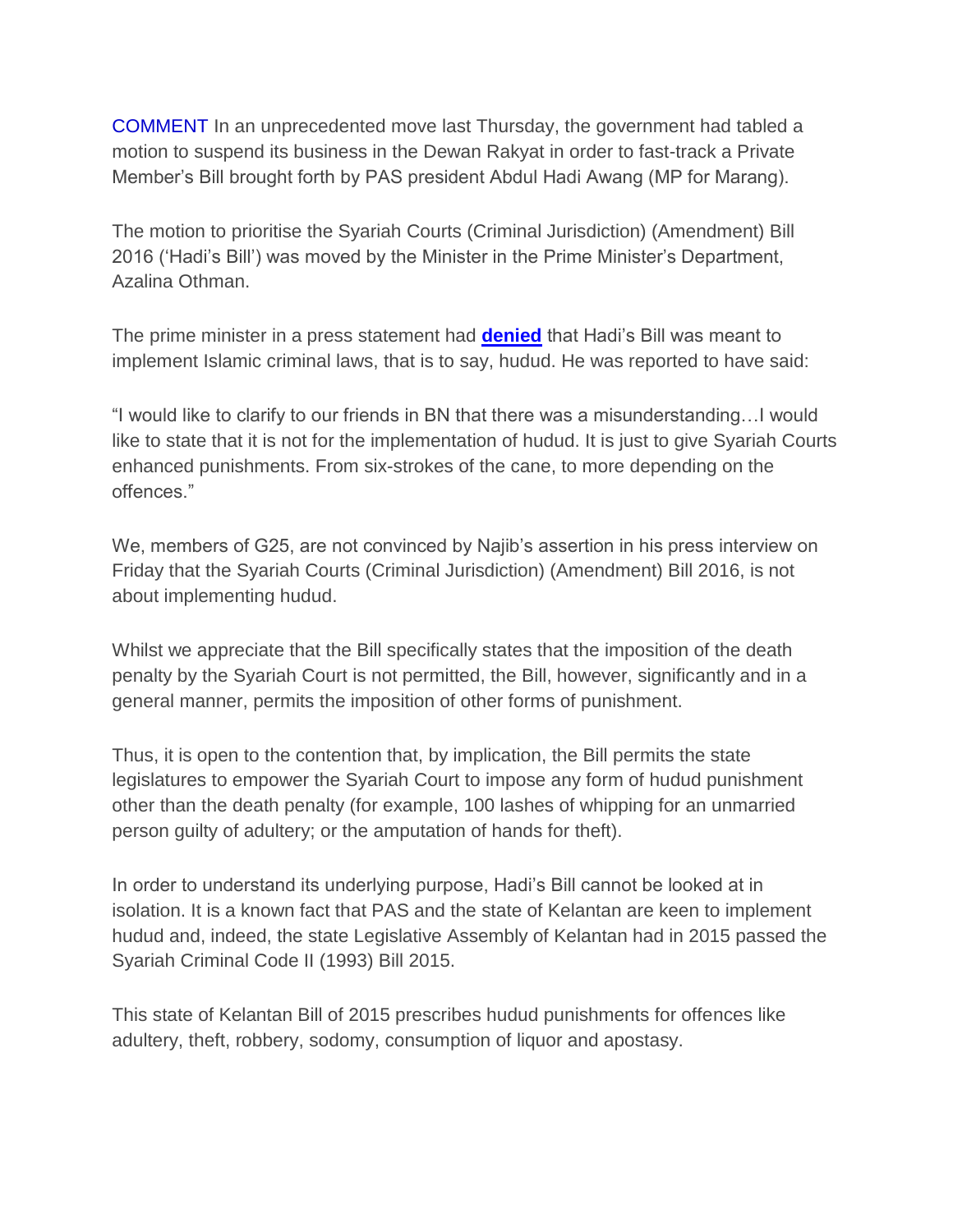COMMENT In an unprecedented move last Thursday, the government had tabled a motion to suspend its business in the Dewan Rakyat in order to fast-track a Private Member's Bill brought forth by PAS president Abdul Hadi Awang (MP for Marang).

The motion to prioritise the Syariah Courts (Criminal Jurisdiction) (Amendment) Bill 2016 ('Hadi's Bill') was moved by the Minister in the Prime Minister's Department, Azalina Othman.

The prime minister in a press statement had **denied** that Hadi's Bill was meant to implement Islamic criminal laws, that is to say, hudud. He was reported to have said:

"I would like to clarify to our friends in BN that there was a misunderstanding…I would like to state that it is not for the implementation of hudud. It is just to give Syariah Courts enhanced punishments. From six-strokes of the cane, to more depending on the offences."

We, members of G25, are not convinced by Najib's assertion in his press interview on Friday that the Syariah Courts (Criminal Jurisdiction) (Amendment) Bill 2016, is not about implementing hudud.

Whilst we appreciate that the Bill specifically states that the imposition of the death penalty by the Syariah Court is not permitted, the Bill, however, significantly and in a general manner, permits the imposition of other forms of punishment.

Thus, it is open to the contention that, by implication, the Bill permits the state legislatures to empower the Syariah Court to impose any form of hudud punishment other than the death penalty (for example, 100 lashes of whipping for an unmarried person guilty of adultery; or the amputation of hands for theft).

In order to understand its underlying purpose, Hadi's Bill cannot be looked at in isolation. It is a known fact that PAS and the state of Kelantan are keen to implement hudud and, indeed, the state Legislative Assembly of Kelantan had in 2015 passed the Syariah Criminal Code II (1993) Bill 2015.

This state of Kelantan Bill of 2015 prescribes hudud punishments for offences like adultery, theft, robbery, sodomy, consumption of liquor and apostasy.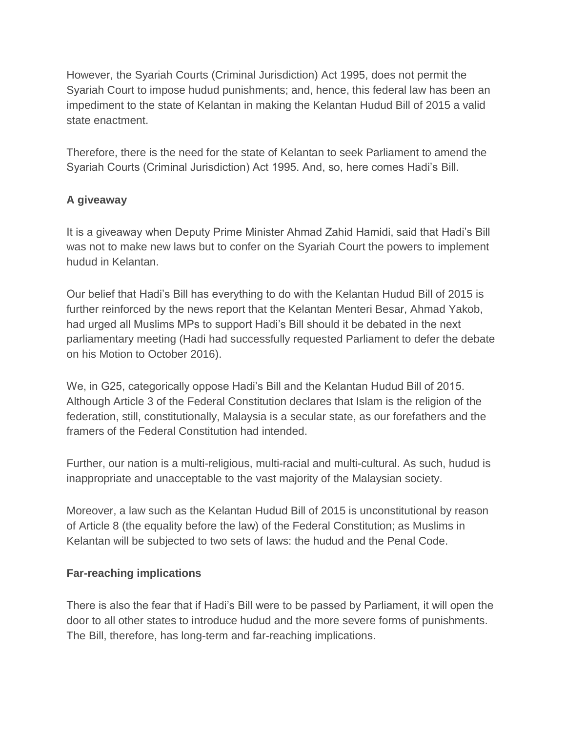However, the Syariah Courts (Criminal Jurisdiction) Act 1995, does not permit the Syariah Court to impose hudud punishments; and, hence, this federal law has been an impediment to the state of Kelantan in making the Kelantan Hudud Bill of 2015 a valid state enactment.

Therefore, there is the need for the state of Kelantan to seek Parliament to amend the Syariah Courts (Criminal Jurisdiction) Act 1995. And, so, here comes Hadi's Bill.

**A giveaway**

It is a giveaway when Deputy Prime Minister Ahmad Zahid Hamidi, said that Hadi's Bill was not to make new laws but to confer on the Syariah Court the powers to implement hudud in Kelantan.

Our belief that Hadi's Bill has everything to do with the Kelantan Hudud Bill of 2015 is further reinforced by the news report that the Kelantan Menteri Besar, Ahmad Yakob, had urged all Muslims MPs to support Hadi's Bill should it be debated in the next parliamentary meeting (Hadi had successfully requested Parliament to defer the debate on his Motion to October 2016).

We, in G25, categorically oppose Hadi's Bill and the Kelantan Hudud Bill of 2015. Although Article 3 of the Federal Constitution declares that Islam is the religion of the federation, still, constitutionally, Malaysia is a secular state, as our forefathers and the framers of the Federal Constitution had intended.

Further, our nation is a multi-religious, multi-racial and multi-cultural. As such, hudud is inappropriate and unacceptable to the vast majority of the Malaysian society.

Moreover, a law such as the Kelantan Hudud Bill of 2015 is unconstitutional by reason of Article 8 (the equality before the law) of the Federal Constitution; as Muslims in Kelantan will be subjected to two sets of laws: the hudud and the Penal Code.

**Far-reaching implications**

There is also the fear that if Hadi's Bill were to be passed by Parliament, it will open the door to all other states to introduce hudud and the more severe forms of punishments. The Bill, therefore, has long-term and far-reaching implications.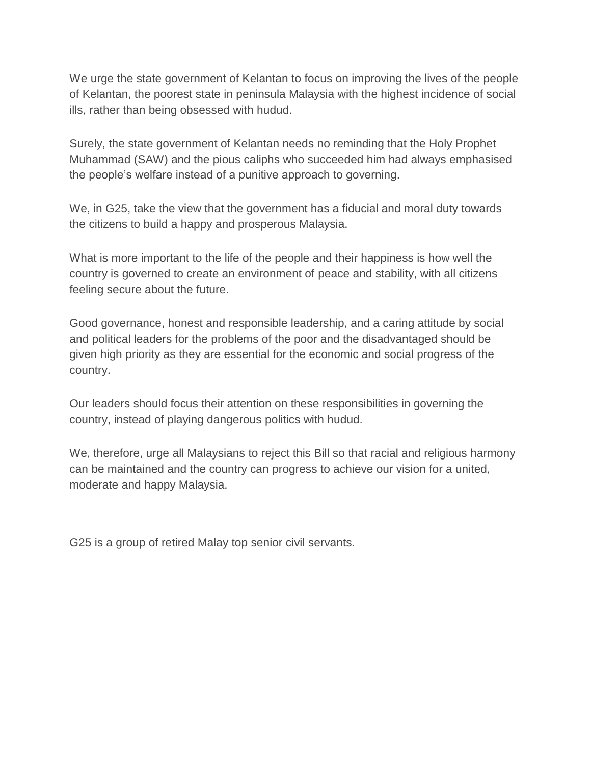We urge the state government of Kelantan to focus on improving the lives of the people of Kelantan, the poorest state in peninsula Malaysia with the highest incidence of social ills, rather than being obsessed with hudud.

Surely, the state government of Kelantan needs no reminding that the Holy Prophet Muhammad (SAW) and the pious caliphs who succeeded him had always emphasised the people's welfare instead of a punitive approach to governing.

We, in G25, take the view that the government has a fiducial and moral duty towards the citizens to build a happy and prosperous Malaysia.

What is more important to the life of the people and their happiness is how well the country is governed to create an environment of peace and stability, with all citizens feeling secure about the future.

Good governance, honest and responsible leadership, and a caring attitude by social and political leaders for the problems of the poor and the disadvantaged should be given high priority as they are essential for the economic and social progress of the country.

Our leaders should focus their attention on these responsibilities in governing the country, instead of playing dangerous politics with hudud.

We, therefore, urge all Malaysians to reject this Bill so that racial and religious harmony can be maintained and the country can progress to achieve our vision for a united, moderate and happy Malaysia.

G25 is a group of retired Malay top senior civil servants.